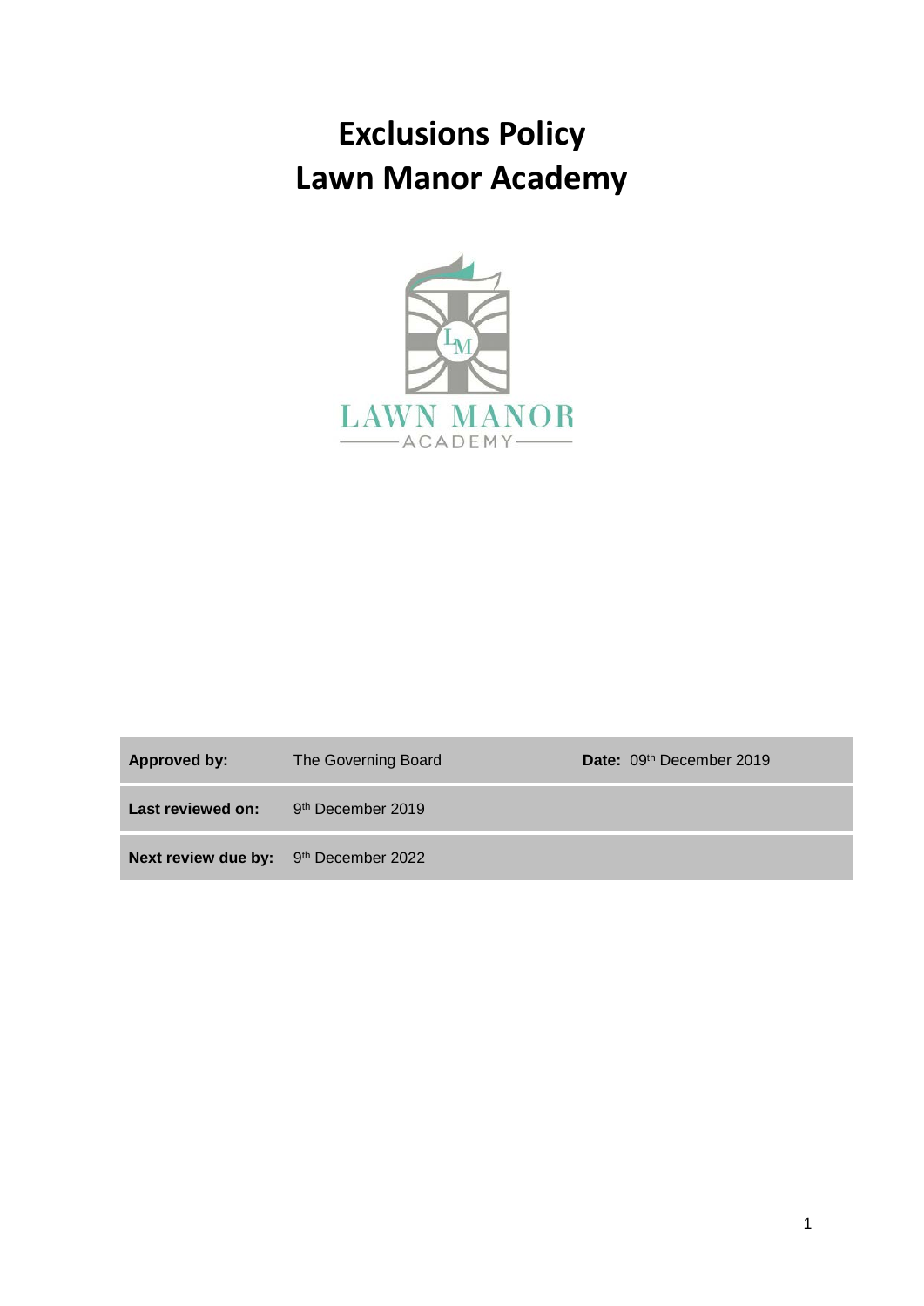# Exclusions Policy
# Lawn Manor Academy

| Approved by: | The Governing Board | Date: 09th December 2019 |
|---|---|---|
| Last reviewed on: | 9th December 2019 | |
| Next review due by: | 9th December 2022 | |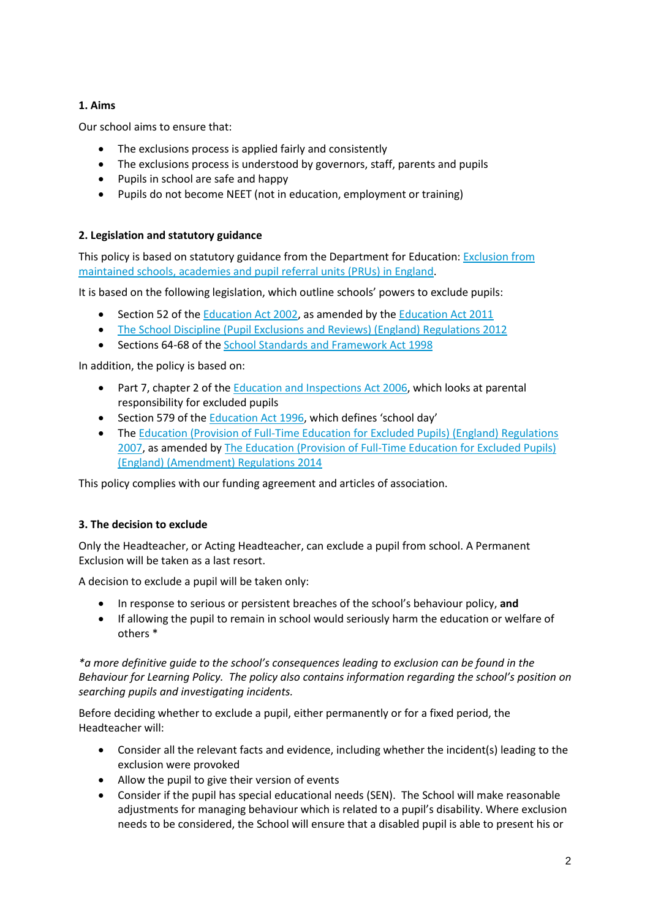## 1. Aims

Our school aims to ensure that:

- The exclusions process is applied fairly and consistently
- The exclusions process is understood by governors, staff, parents and pupils
- Pupils in school are safe and happy
- Pupils do not become NEET (not in education, employment or training)

## 2. Legislation and statutory guidance

This policy is based on statutory guidance from the Department for Education: Exclusion from maintained schools, academies and pupil referral units (PRUs) in England.

It is based on the following legislation, which outline schools' powers to exclude pupils:

- Section 52 of the Education Act 2002, as amended by the Education Act 2011
- The School Discipline (Pupil Exclusions and Reviews) (England) Regulations 2012
- Sections 64-68 of the School Standards and Framework Act 1998

In addition, the policy is based on:

- Part 7, chapter 2 of the Education and Inspections Act 2006, which looks at parental responsibility for excluded pupils
- Section 579 of the Education Act 1996, which defines 'school day'
- The Education (Provision of Full-Time Education for Excluded Pupils) (England) Regulations 2007, as amended by The Education (Provision of Full-Time Education for Excluded Pupils) (England) (Amendment) Regulations 2014

This policy complies with our funding agreement and articles of association.

## 3. The decision to exclude

Only the Headteacher, or Acting Headteacher, can exclude a pupil from school. A Permanent Exclusion will be taken as a last resort.

A decision to exclude a pupil will be taken only:

- In response to serious or persistent breaches of the school's behaviour policy, **and**
- If allowing the pupil to remain in school would seriously harm the education or welfare of others *

*\*a more definitive guide to the school's consequences leading to exclusion can be found in the Behaviour for Learning Policy. The policy also contains information regarding the school's position on searching pupils and investigating incidents.*

Before deciding whether to exclude a pupil, either permanently or for a fixed period, the Headteacher will:

- Consider all the relevant facts and evidence, including whether the incident(s) leading to the exclusion were provoked
- Allow the pupil to give their version of events
- Consider if the pupil has special educational needs (SEN). The School will make reasonable adjustments for managing behaviour which is related to a pupil's disability. Where exclusion needs to be considered, the School will ensure that a disabled pupil is able to present his or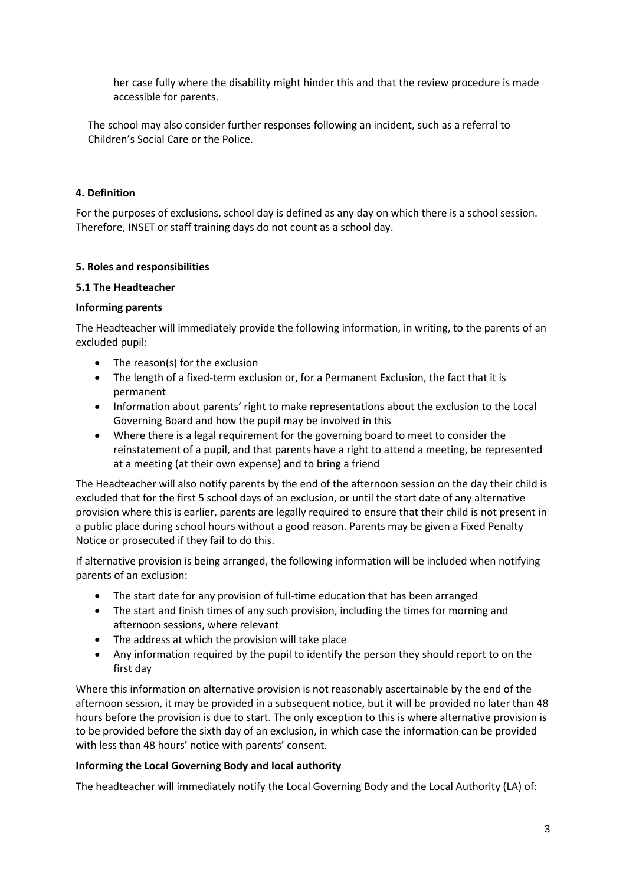her case fully where the disability might hinder this and that the review procedure is made accessible for parents.

The school may also consider further responses following an incident, such as a referral to Children's Social Care or the Police.

**4. Definition**

For the purposes of exclusions, school day is defined as any day on which there is a school session. Therefore, INSET or staff training days do not count as a school day.

**5. Roles and responsibilities**

**5.1 The Headteacher**

**Informing parents**

The Headteacher will immediately provide the following information, in writing, to the parents of an excluded pupil:

- The reason(s) for the exclusion
- The length of a fixed-term exclusion or, for a Permanent Exclusion, the fact that it is permanent
- Information about parents' right to make representations about the exclusion to the Local Governing Board and how the pupil may be involved in this
- Where there is a legal requirement for the governing board to meet to consider the reinstatement of a pupil, and that parents have a right to attend a meeting, be represented at a meeting (at their own expense) and to bring a friend

The Headteacher will also notify parents by the end of the afternoon session on the day their child is excluded that for the first 5 school days of an exclusion, or until the start date of any alternative provision where this is earlier, parents are legally required to ensure that their child is not present in a public place during school hours without a good reason. Parents may be given a Fixed Penalty Notice or prosecuted if they fail to do this.

If alternative provision is being arranged, the following information will be included when notifying parents of an exclusion:

- The start date for any provision of full-time education that has been arranged
- The start and finish times of any such provision, including the times for morning and afternoon sessions, where relevant
- The address at which the provision will take place
- Any information required by the pupil to identify the person they should report to on the first day

Where this information on alternative provision is not reasonably ascertainable by the end of the afternoon session, it may be provided in a subsequent notice, but it will be provided no later than 48 hours before the provision is due to start. The only exception to this is where alternative provision is to be provided before the sixth day of an exclusion, in which case the information can be provided with less than 48 hours' notice with parents' consent.

**Informing the Local Governing Body and local authority**

The headteacher will immediately notify the Local Governing Body and the Local Authority (LA) of: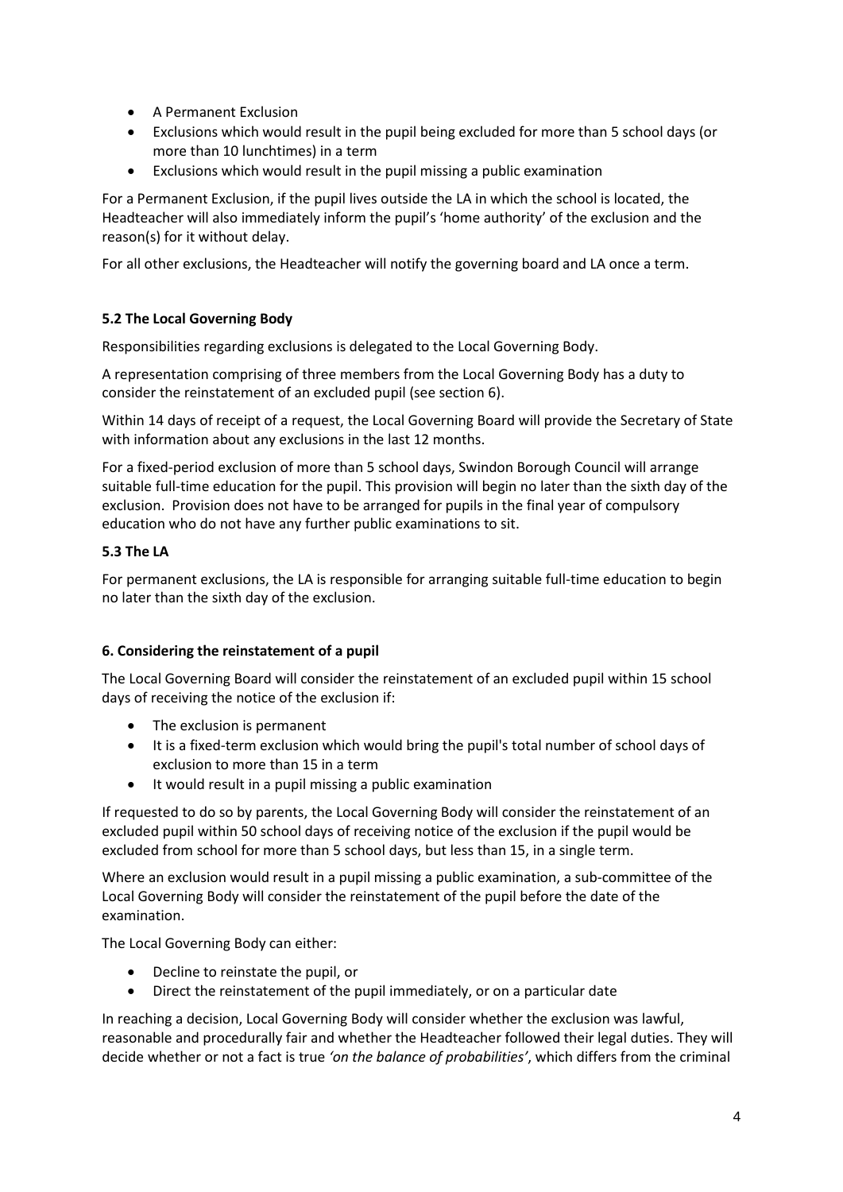- A Permanent Exclusion
- Exclusions which would result in the pupil being excluded for more than 5 school days (or more than 10 lunchtimes) in a term
- Exclusions which would result in the pupil missing a public examination

For a Permanent Exclusion, if the pupil lives outside the LA in which the school is located, the Headteacher will also immediately inform the pupil's 'home authority' of the exclusion and the reason(s) for it without delay.

For all other exclusions, the Headteacher will notify the governing board and LA once a term.

### 5.2 The Local Governing Body

Responsibilities regarding exclusions is delegated to the Local Governing Body.

A representation comprising of three members from the Local Governing Body has a duty to consider the reinstatement of an excluded pupil (see section 6).

Within 14 days of receipt of a request, the Local Governing Board will provide the Secretary of State with information about any exclusions in the last 12 months.

For a fixed-period exclusion of more than 5 school days, Swindon Borough Council will arrange suitable full-time education for the pupil. This provision will begin no later than the sixth day of the exclusion. Provision does not have to be arranged for pupils in the final year of compulsory education who do not have any further public examinations to sit.

### 5.3 The LA

For permanent exclusions, the LA is responsible for arranging suitable full-time education to begin no later than the sixth day of the exclusion.

## 6. Considering the reinstatement of a pupil

The Local Governing Board will consider the reinstatement of an excluded pupil within 15 school days of receiving the notice of the exclusion if:

- The exclusion is permanent
- It is a fixed-term exclusion which would bring the pupil's total number of school days of exclusion to more than 15 in a term
- It would result in a pupil missing a public examination

If requested to do so by parents, the Local Governing Body will consider the reinstatement of an excluded pupil within 50 school days of receiving notice of the exclusion if the pupil would be excluded from school for more than 5 school days, but less than 15, in a single term.

Where an exclusion would result in a pupil missing a public examination, a sub-committee of the Local Governing Body will consider the reinstatement of the pupil before the date of the examination.

The Local Governing Body can either:

- Decline to reinstate the pupil, or
- Direct the reinstatement of the pupil immediately, or on a particular date

In reaching a decision, Local Governing Body will consider whether the exclusion was lawful, reasonable and procedurally fair and whether the Headteacher followed their legal duties. They will decide whether or not a fact is true *'on the balance of probabilities'*, which differs from the criminal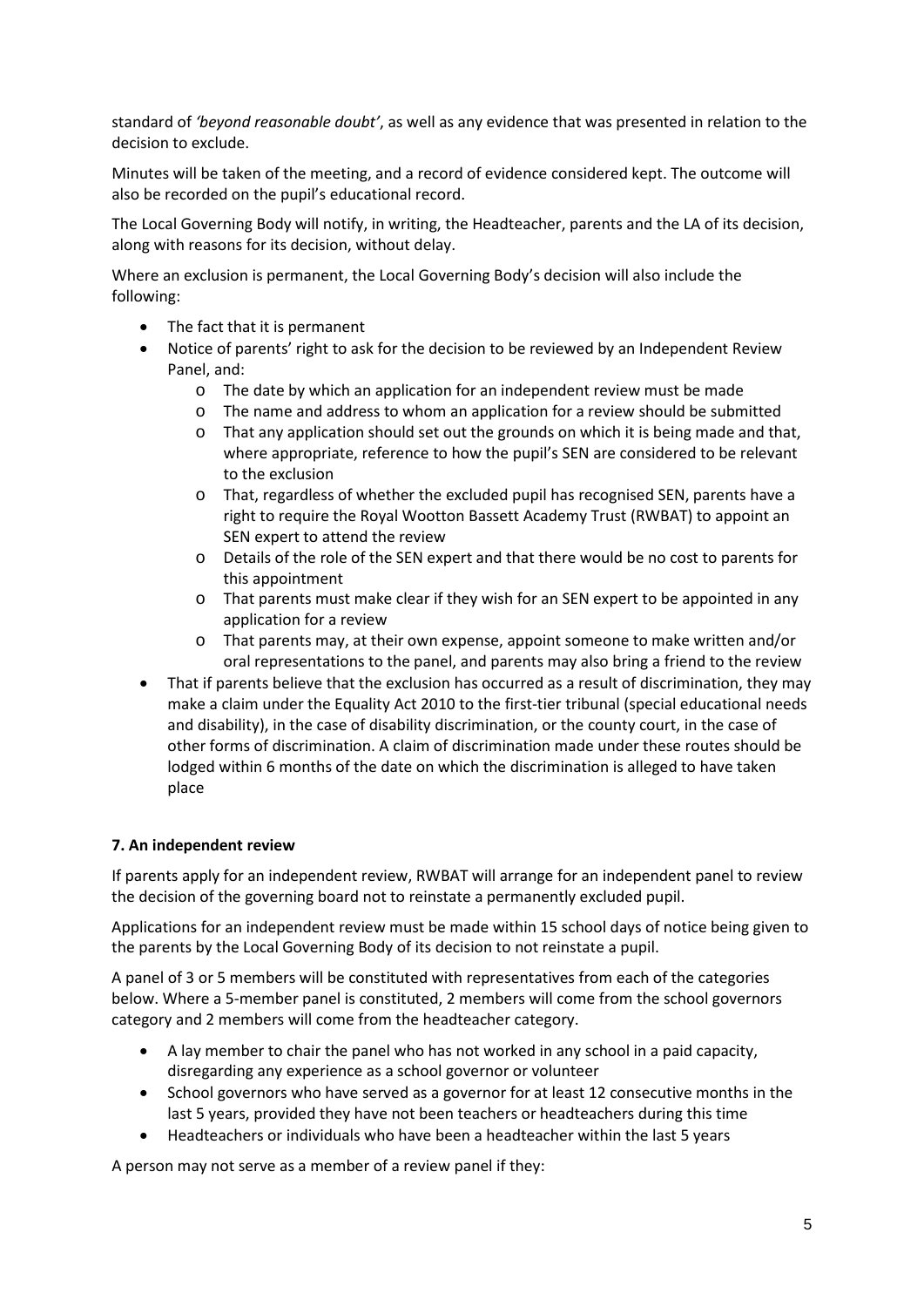standard of *'beyond reasonable doubt'*, as well as any evidence that was presented in relation to the decision to exclude.

Minutes will be taken of the meeting, and a record of evidence considered kept. The outcome will also be recorded on the pupil's educational record.

The Local Governing Body will notify, in writing, the Headteacher, parents and the LA of its decision, along with reasons for its decision, without delay.

Where an exclusion is permanent, the Local Governing Body's decision will also include the following:

- The fact that it is permanent
- Notice of parents' right to ask for the decision to be reviewed by an Independent Review Panel, and:
    - The date by which an application for an independent review must be made
    - The name and address to whom an application for a review should be submitted
    - That any application should set out the grounds on which it is being made and that, where appropriate, reference to how the pupil's SEN are considered to be relevant to the exclusion
    - That, regardless of whether the excluded pupil has recognised SEN, parents have a right to require the Royal Wootton Bassett Academy Trust (RWBAT) to appoint an SEN expert to attend the review
    - Details of the role of the SEN expert and that there would be no cost to parents for this appointment
    - That parents must make clear if they wish for an SEN expert to be appointed in any application for a review
    - That parents may, at their own expense, appoint someone to make written and/or oral representations to the panel, and parents may also bring a friend to the review
- That if parents believe that the exclusion has occurred as a result of discrimination, they may make a claim under the Equality Act 2010 to the first-tier tribunal (special educational needs and disability), in the case of disability discrimination, or the county court, in the case of other forms of discrimination. A claim of discrimination made under these routes should be lodged within 6 months of the date on which the discrimination is alleged to have taken place

**7. An independent review**

If parents apply for an independent review, RWBAT will arrange for an independent panel to review the decision of the governing board not to reinstate a permanently excluded pupil.

Applications for an independent review must be made within 15 school days of notice being given to the parents by the Local Governing Body of its decision to not reinstate a pupil.

A panel of 3 or 5 members will be constituted with representatives from each of the categories below. Where a 5-member panel is constituted, 2 members will come from the school governors category and 2 members will come from the headteacher category.

- A lay member to chair the panel who has not worked in any school in a paid capacity, disregarding any experience as a school governor or volunteer
- School governors who have served as a governor for at least 12 consecutive months in the last 5 years, provided they have not been teachers or headteachers during this time
- Headteachers or individuals who have been a headteacher within the last 5 years

A person may not serve as a member of a review panel if they: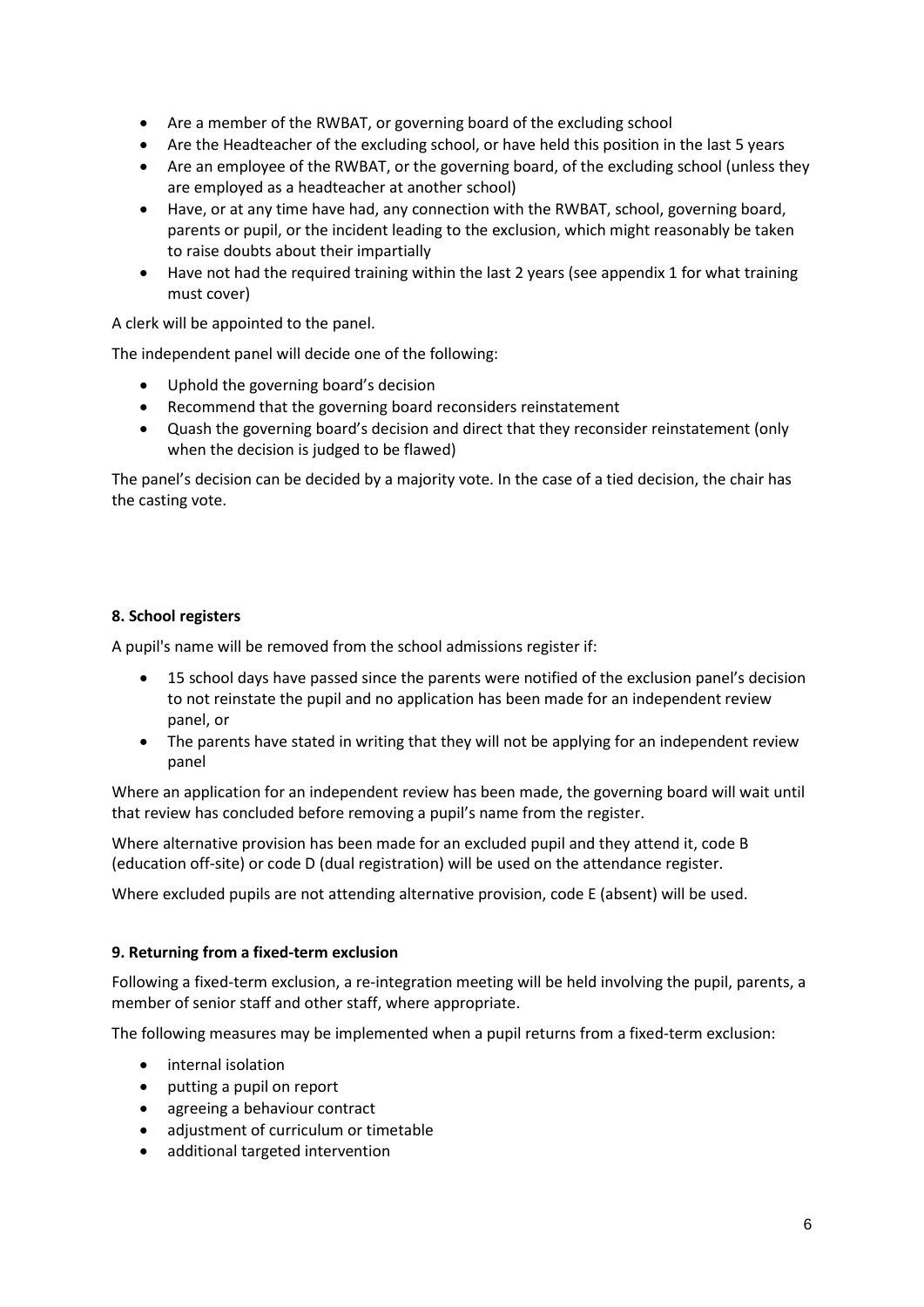- Are a member of the RWBAT, or governing board of the excluding school
- Are the Headteacher of the excluding school, or have held this position in the last 5 years
- Are an employee of the RWBAT, or the governing board, of the excluding school (unless they are employed as a headteacher at another school)
- Have, or at any time have had, any connection with the RWBAT, school, governing board, parents or pupil, or the incident leading to the exclusion, which might reasonably be taken to raise doubts about their impartially
- Have not had the required training within the last 2 years (see appendix 1 for what training must cover)

A clerk will be appointed to the panel.

The independent panel will decide one of the following:

- Uphold the governing board's decision
- Recommend that the governing board reconsiders reinstatement
- Quash the governing board's decision and direct that they reconsider reinstatement (only when the decision is judged to be flawed)

The panel's decision can be decided by a majority vote. In the case of a tied decision, the chair has the casting vote.

**8. School registers**

A pupil's name will be removed from the school admissions register if:

- 15 school days have passed since the parents were notified of the exclusion panel's decision to not reinstate the pupil and no application has been made for an independent review panel, or
- The parents have stated in writing that they will not be applying for an independent review panel

Where an application for an independent review has been made, the governing board will wait until that review has concluded before removing a pupil's name from the register.

Where alternative provision has been made for an excluded pupil and they attend it, code B (education off-site) or code D (dual registration) will be used on the attendance register.

Where excluded pupils are not attending alternative provision, code E (absent) will be used.

**9. Returning from a fixed-term exclusion**

Following a fixed-term exclusion, a re-integration meeting will be held involving the pupil, parents, a member of senior staff and other staff, where appropriate.

The following measures may be implemented when a pupil returns from a fixed-term exclusion:

- internal isolation
- putting a pupil on report
- agreeing a behaviour contract
- adjustment of curriculum or timetable
- additional targeted intervention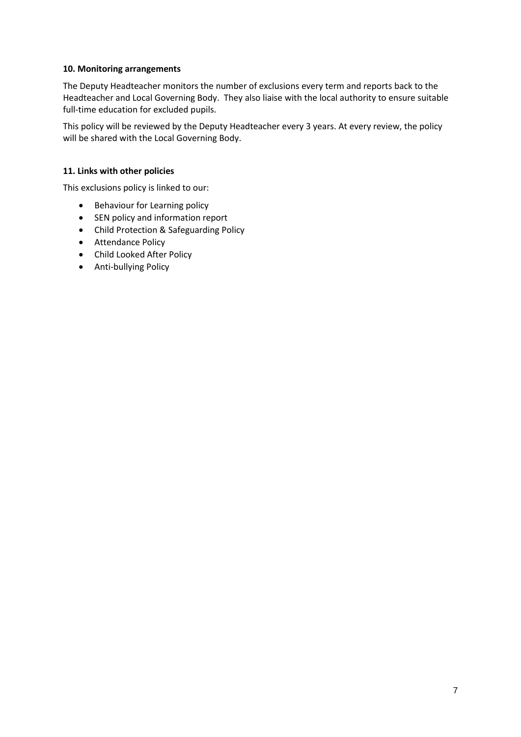## 10. Monitoring arrangements

The Deputy Headteacher monitors the number of exclusions every term and reports back to the Headteacher and Local Governing Body. They also liaise with the local authority to ensure suitable full-time education for excluded pupils.

This policy will be reviewed by the Deputy Headteacher every 3 years. At every review, the policy will be shared with the Local Governing Body.

## 11. Links with other policies

This exclusions policy is linked to our:

- Behaviour for Learning policy
- SEN policy and information report
- Child Protection & Safeguarding Policy
- Attendance Policy
- Child Looked After Policy
- Anti-bullying Policy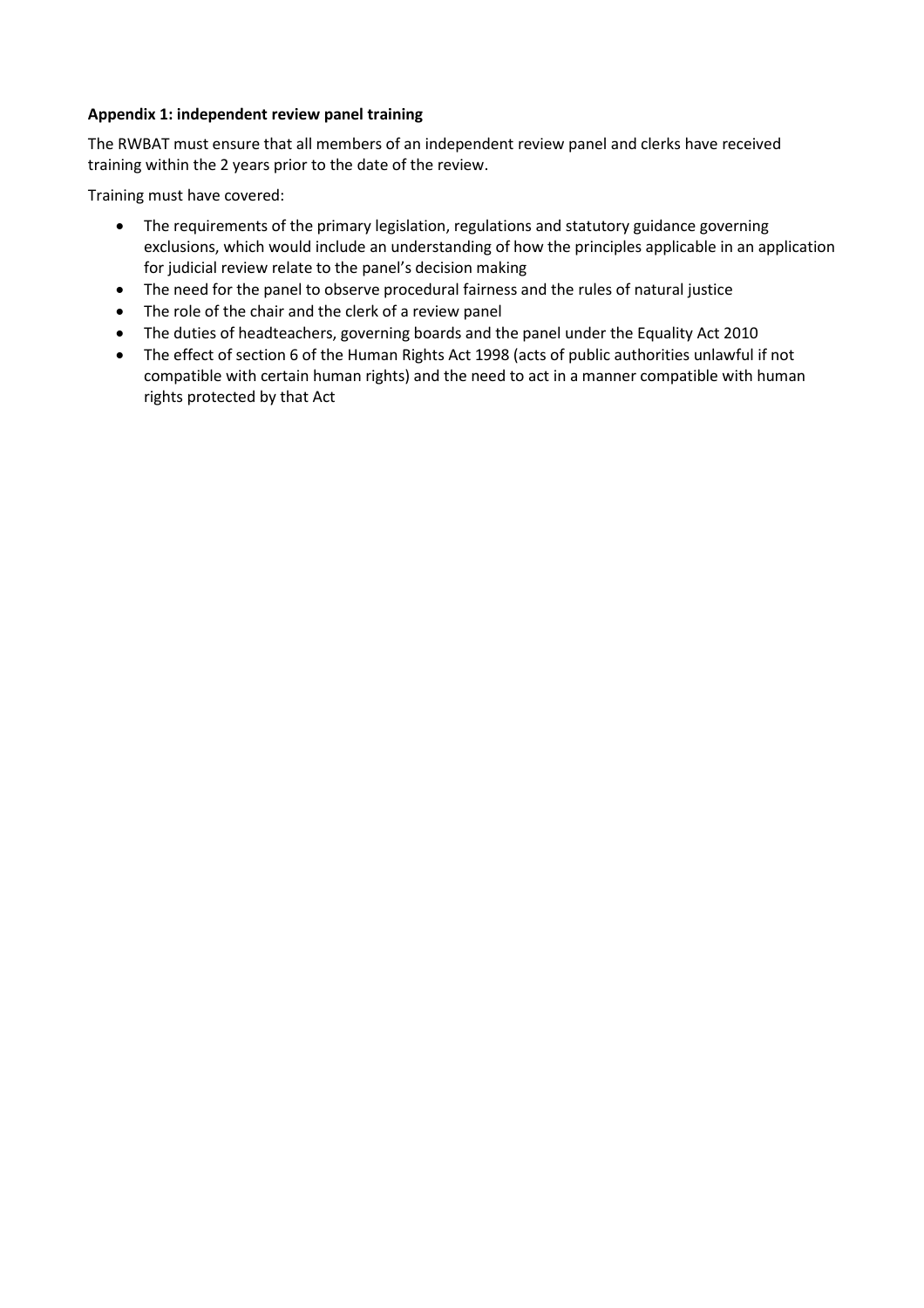**Appendix 1: independent review panel training**

The RWBAT must ensure that all members of an independent review panel and clerks have received training within the 2 years prior to the date of the review.

Training must have covered:

- The requirements of the primary legislation, regulations and statutory guidance governing exclusions, which would include an understanding of how the principles applicable in an application for judicial review relate to the panel's decision making
- The need for the panel to observe procedural fairness and the rules of natural justice
- The role of the chair and the clerk of a review panel
- The duties of headteachers, governing boards and the panel under the Equality Act 2010
- The effect of section 6 of the Human Rights Act 1998 (acts of public authorities unlawful if not compatible with certain human rights) and the need to act in a manner compatible with human rights protected by that Act